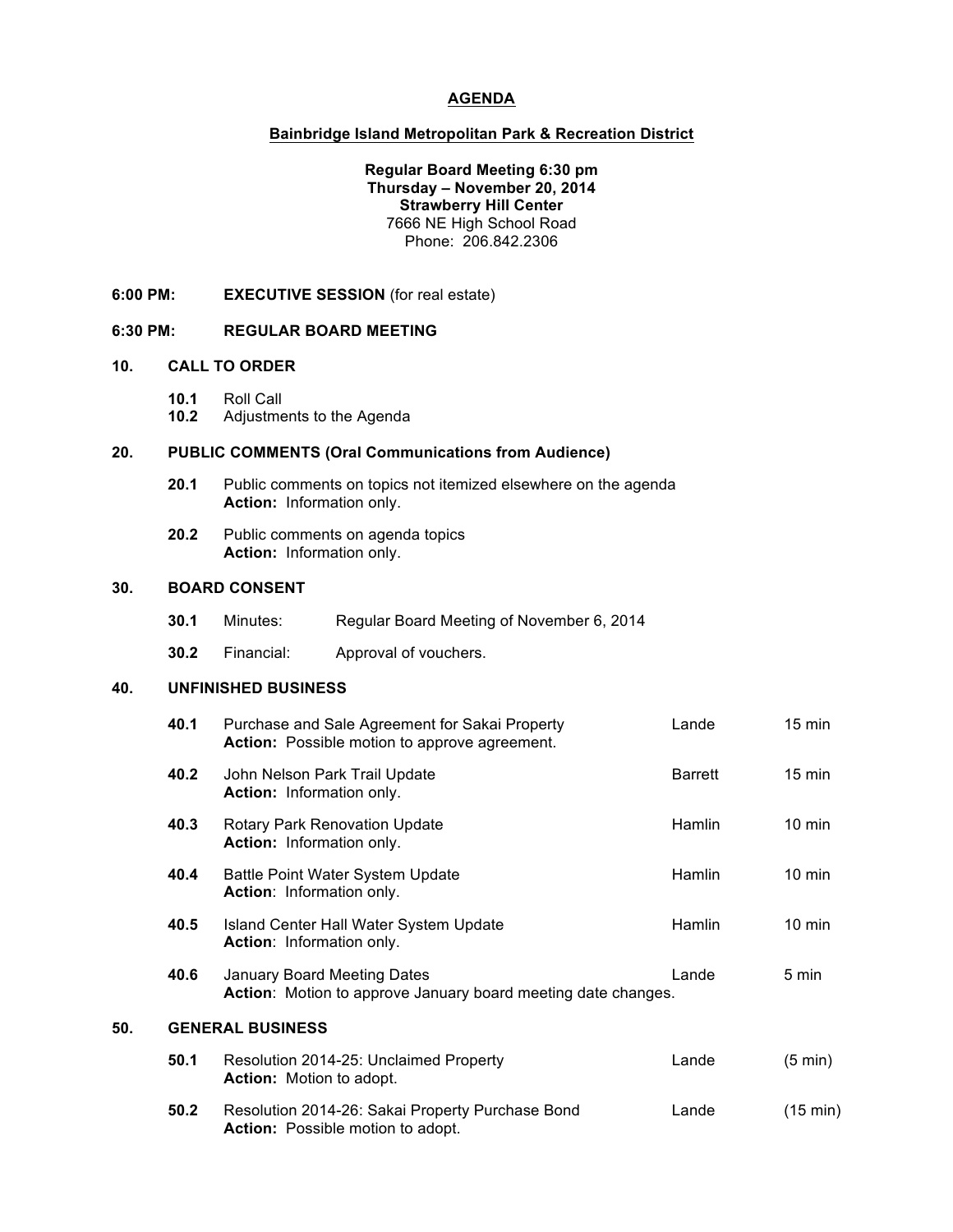# AGENDA

## Bainbridge Island Metropolitan Park & Recreation District

**Regular Board Meeting 6:30 pm**
**Thursday – November 20, 2014**
**Strawberry Hill Center**
7666 NE High School Road
Phone: 206.842.2306

**6:00 PM: EXECUTIVE SESSION** (for real estate)

**6:30 PM: REGULAR BOARD MEETING**

### 10. CALL TO ORDER

- **10.1** Roll Call
- **10.2** Adjustments to the Agenda

### 20. PUBLIC COMMENTS (Oral Communications from Audience)

- **20.1** Public comments on topics not itemized elsewhere on the agenda
  **Action:** Information only.
- **20.2** Public comments on agenda topics
  **Action:** Information only.

### 30. BOARD CONSENT

- **30.1** Minutes: Regular Board Meeting of November 6, 2014
- **30.2** Financial: Approval of vouchers.

### 40. UNFINISHED BUSINESS

| No. | Item | Presenter | Time |
|---|---|---|---|
| **40.1** | Purchase and Sale Agreement for Sakai Property<br>**Action:** Possible motion to approve agreement. | Lande | 15 min |
| **40.2** | John Nelson Park Trail Update<br>**Action:** Information only. | Barrett | 15 min |
| **40.3** | Rotary Park Renovation Update<br>**Action:** Information only. | Hamlin | 10 min |
| **40.4** | Battle Point Water System Update<br>**Action**: Information only. | Hamlin | 10 min |
| **40.5** | Island Center Hall Water System Update<br>**Action**: Information only. | Hamlin | 10 min |
| **40.6** | January Board Meeting Dates<br>**Action**: Motion to approve January board meeting date changes. | Lande | 5 min |

### 50. GENERAL BUSINESS

| No. | Item | Presenter | Time |
|---|---|---|---|
| **50.1** | Resolution 2014-25: Unclaimed Property<br>**Action:** Motion to adopt. | Lande | (5 min) |
| **50.2** | Resolution 2014-26: Sakai Property Purchase Bond<br>**Action:** Possible motion to adopt. | Lande | (15 min) |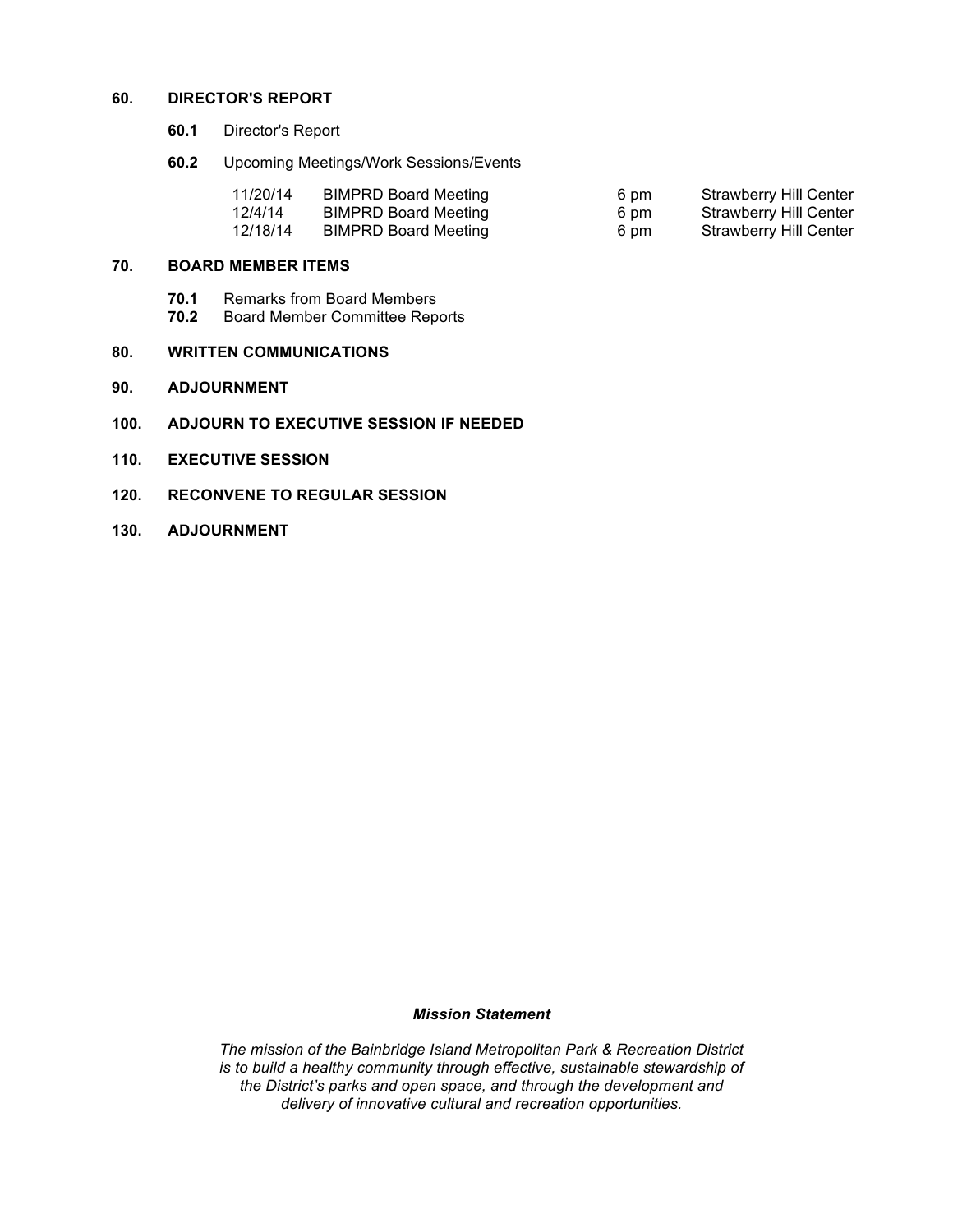**60. DIRECTOR'S REPORT**

**60.1** Director's Report

**60.2** Upcoming Meetings/Work Sessions/Events

| | | | |
|---|---|---|---|
| 11/20/14 | BIMPRD Board Meeting | 6 pm | Strawberry Hill Center |
| 12/4/14 | BIMPRD Board Meeting | 6 pm | Strawberry Hill Center |
| 12/18/14 | BIMPRD Board Meeting | 6 pm | Strawberry Hill Center |

**70. BOARD MEMBER ITEMS**

**70.1** Remarks from Board Members
**70.2** Board Member Committee Reports

**80. WRITTEN COMMUNICATIONS**

**90. ADJOURNMENT**

**100. ADJOURN TO EXECUTIVE SESSION IF NEEDED**

**110. EXECUTIVE SESSION**

**120. RECONVENE TO REGULAR SESSION**

**130. ADJOURNMENT**

***Mission Statement***

*The mission of the Bainbridge Island Metropolitan Park & Recreation District is to build a healthy community through effective, sustainable stewardship of the District's parks and open space, and through the development and delivery of innovative cultural and recreation opportunities.*